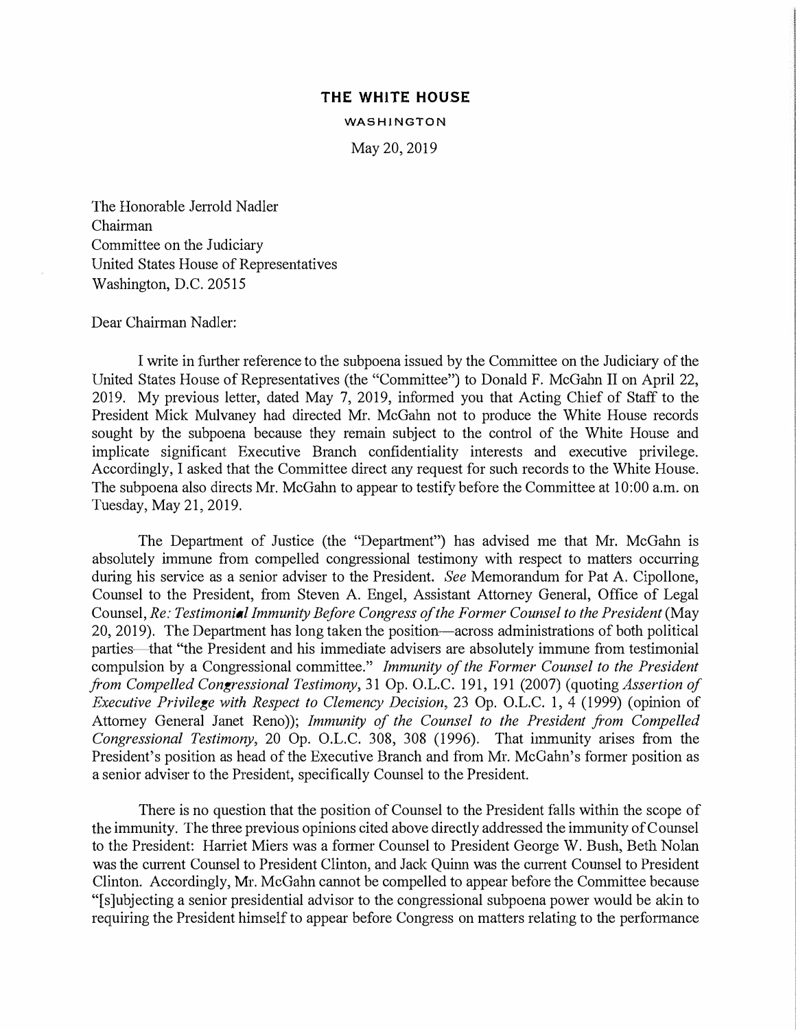**THE WHITE HOUSE**

WASHINGTON

May 20, 2019

The Honorable Jerrold Nadler
Chairman
Committee on the Judiciary
United States House of Representatives
Washington, D.C. 20515

Dear Chairman Nadler:

I write in further reference to the subpoena issued by the Committee on the Judiciary of the United States House of Representatives (the "Committee") to Donald F. McGahn II on April 22, 2019. My previous letter, dated May 7, 2019, informed you that Acting Chief of Staff to the President Mick Mulvaney had directed Mr. McGahn not to produce the White House records sought by the subpoena because they remain subject to the control of the White House and implicate significant Executive Branch confidentiality interests and executive privilege. Accordingly, I asked that the Committee direct any request for such records to the White House. The subpoena also directs Mr. McGahn to appear to testify before the Committee at 10:00 a.m. on Tuesday, May 21, 2019.

The Department of Justice (the "Department") has advised me that Mr. McGahn is absolutely immune from compelled congressional testimony with respect to matters occurring during his service as a senior adviser to the President. *See* Memorandum for Pat A. Cipollone, Counsel to the President, from Steven A. Engel, Assistant Attorney General, Office of Legal Counsel, *Re: Testimonial Immunity Before Congress of the Former Counsel to the President* (May 20, 2019). The Department has long taken the position—across administrations of both political parties—that "the President and his immediate advisers are absolutely immune from testimonial compulsion by a Congressional committee." *Immunity of the Former Counsel to the President from Compelled Congressional Testimony*, 31 Op. O.L.C. 191, 191 (2007) (quoting *Assertion of Executive Privilege with Respect to Clemency Decision*, 23 Op. O.L.C. 1, 4 (1999) (opinion of Attorney General Janet Reno)); *Immunity of the Counsel to the President from Compelled Congressional Testimony*, 20 Op. O.L.C. 308, 308 (1996). That immunity arises from the President's position as head of the Executive Branch and from Mr. McGahn's former position as a senior adviser to the President, specifically Counsel to the President.

There is no question that the position of Counsel to the President falls within the scope of the immunity. The three previous opinions cited above directly addressed the immunity of Counsel to the President: Harriet Miers was a former Counsel to President George W. Bush, Beth Nolan was the current Counsel to President Clinton, and Jack Quinn was the current Counsel to President Clinton. Accordingly, Mr. McGahn cannot be compelled to appear before the Committee because "[s]ubjecting a senior presidential advisor to the congressional subpoena power would be akin to requiring the President himself to appear before Congress on matters relating to the performance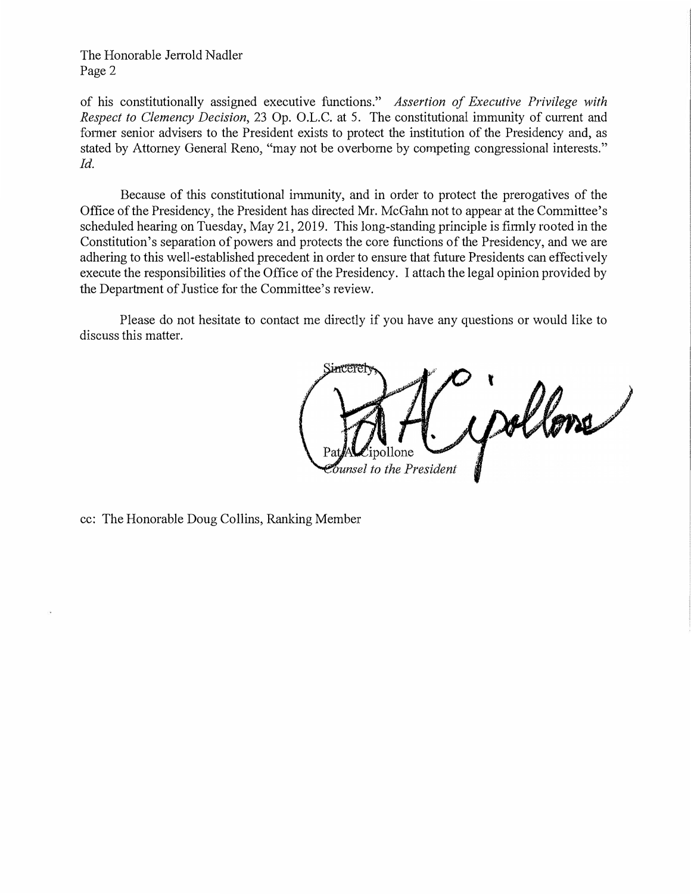The Honorable Jerrold Nadler
Page 2

of his constitutionally assigned executive functions." *Assertion of Executive Privilege with Respect to Clemency Decision*, 23 Op. O.L.C. at 5. The constitutional immunity of current and former senior advisers to the President exists to protect the institution of the Presidency and, as stated by Attorney General Reno, "may not be overborne by competing congressional interests." *Id.*

Because of this constitutional immunity, and in order to protect the prerogatives of the Office of the Presidency, the President has directed Mr. McGahn not to appear at the Committee's scheduled hearing on Tuesday, May 21, 2019. This long-standing principle is firmly rooted in the Constitution's separation of powers and protects the core functions of the Presidency, and we are adhering to this well-established precedent in order to ensure that future Presidents can effectively execute the responsibilities of the Office of the Presidency. I attach the legal opinion provided by the Department of Justice for the Committee's review.

Please do not hesitate to contact me directly if you have any questions or would like to discuss this matter.

Sincerely,

Pat A. Cipollone
*Counsel to the President*

cc: The Honorable Doug Collins, Ranking Member